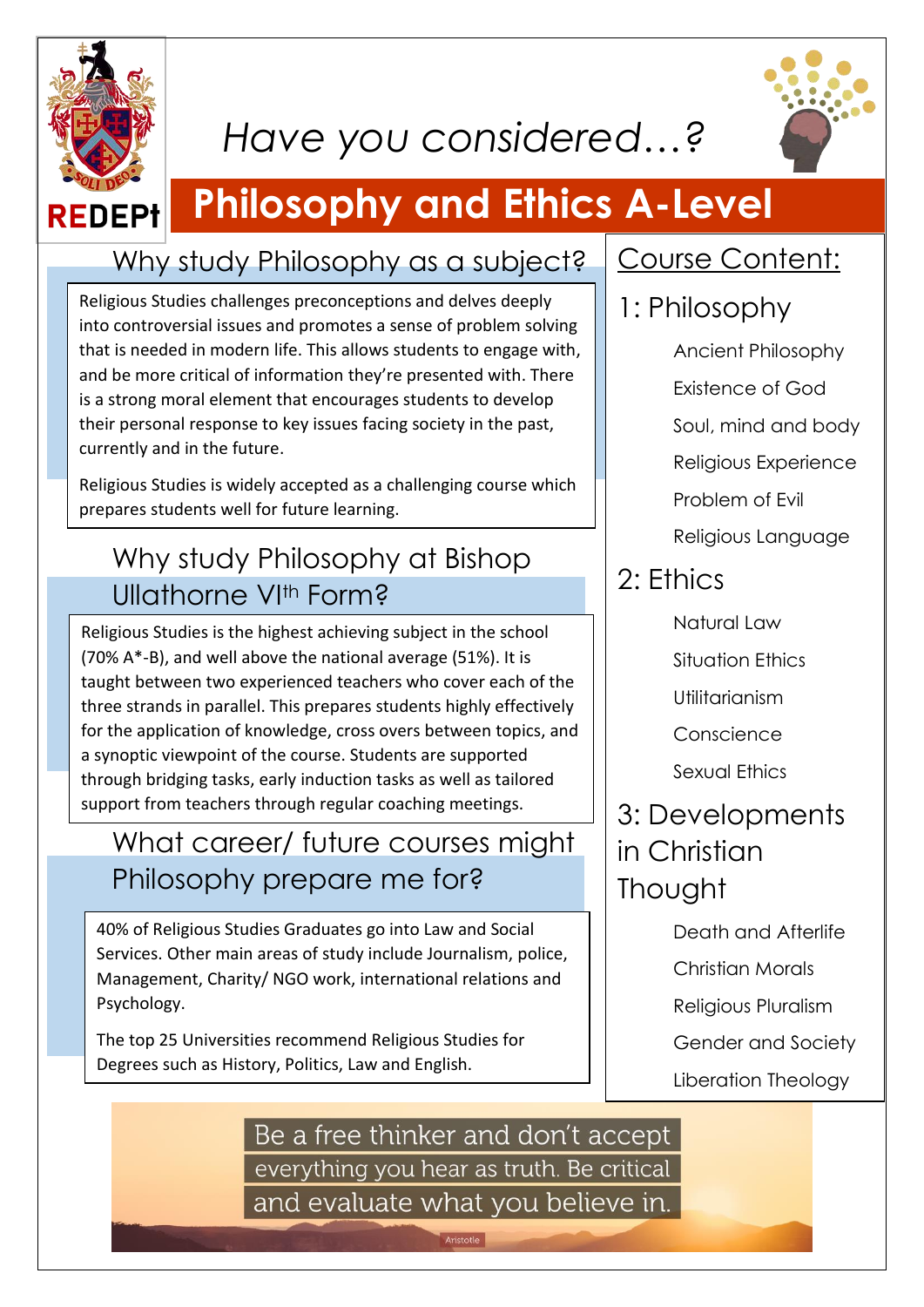REDEPt

*Have you considered…?*

# Philosophy and Ethics A-Level

## Why study Philosophy as a subject?

Religious Studies challenges preconceptions and delves deeply into controversial issues and promotes a sense of problem solving that is needed in modern life. This allows students to engage with, and be more critical of information they're presented with. There is a strong moral element that encourages students to develop their personal response to key issues facing society in the past, currently and in the future.

Religious Studies is widely accepted as a challenging course which prepares students well for future learning.

## Why study Philosophy at Bishop Ullathorne VIth Form?

Religious Studies is the highest achieving subject in the school (70% A*-B), and well above the national average (51%). It is taught between two experienced teachers who cover each of the three strands in parallel. This prepares students highly effectively for the application of knowledge, cross overs between topics, and a synoptic viewpoint of the course. Students are supported through bridging tasks, early induction tasks as well as tailored support from teachers through regular coaching meetings.

## What career/ future courses might Philosophy prepare me for?

40% of Religious Studies Graduates go into Law and Social Services. Other main areas of study include Journalism, police, Management, Charity/ NGO work, international relations and Psychology.

The top 25 Universities recommend Religious Studies for Degrees such as History, Politics, Law and English.

## Course Content:

### 1: Philosophy

- Ancient Philosophy
- Existence of God
- Soul, mind and body
- Religious Experience
- Problem of Evil
- Religious Language

### 2: Ethics

- Natural Law
- Situation Ethics
- Utilitarianism
- Conscience
- Sexual Ethics

### 3: Developments in Christian Thought

- Death and Afterlife
- Christian Morals
- Religious Pluralism
- Gender and Society
- Liberation Theology

Be a free thinker and don't accept everything you hear as truth. Be critical and evaluate what you believe in.

Aristotle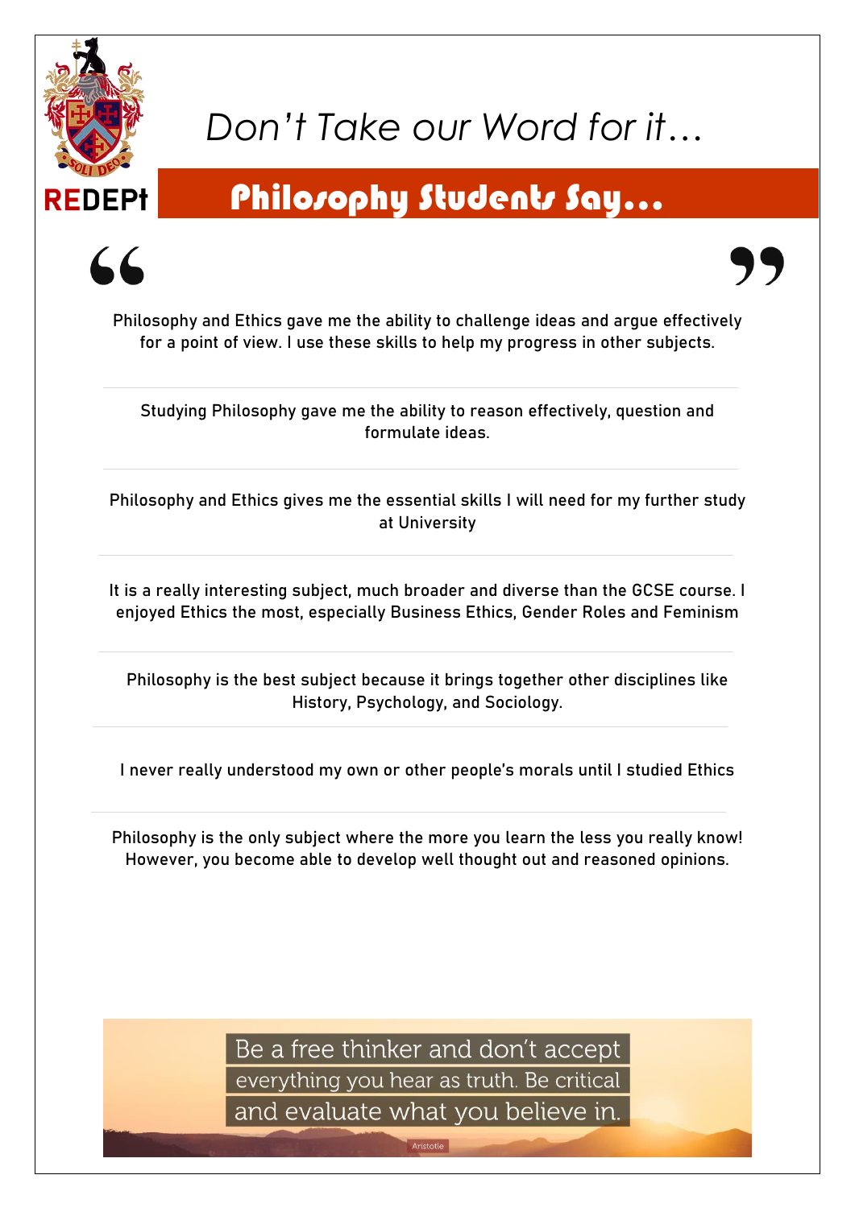REDEPt

# *Don't Take our Word for it…*

## Philosophy Students Say…

Philosophy and Ethics gave me the ability to challenge ideas and argue effectively for a point of view. I use these skills to help my progress in other subjects.

---

Studying Philosophy gave me the ability to reason effectively, question and formulate ideas.

---

Philosophy and Ethics gives me the essential skills I will need for my further study at University

---

It is a really interesting subject, much broader and diverse than the GCSE course. I enjoyed Ethics the most, especially Business Ethics, Gender Roles and Feminism

---

Philosophy is the best subject because it brings together other disciplines like History, Psychology, and Sociology.

---

I never really understood my own or other people's morals until I studied Ethics

---

Philosophy is the only subject where the more you learn the less you really know! However, you become able to develop well thought out and reasoned opinions.

Be a free thinker and don't accept everything you hear as truth. Be critical and evaluate what you believe in.

Aristotle